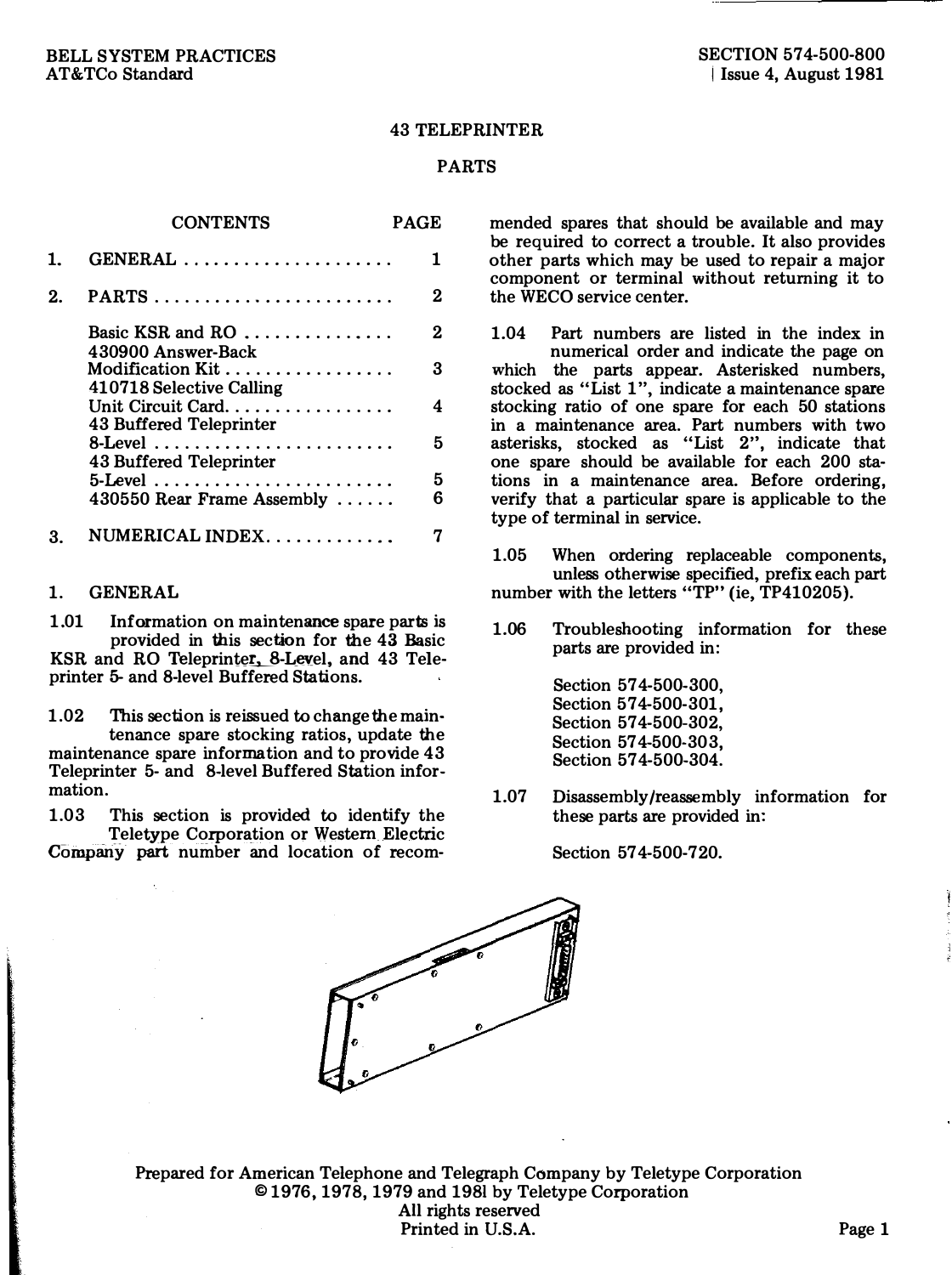BELL SYSTEM PRACTICES
AT&TCo Standard

SECTION 574-500-800
Issue 4, August 1981

# 43 TELEPRINTER

## PARTS

| CONTENTS | PAGE |
|---|---|
| 1. GENERAL | 1 |
| 2. PARTS | 2 |
| Basic KSR and RO | 2 |
| 430900 Answer-Back Modification Kit | 3 |
| 410718 Selective Calling Unit Circuit Card | 4 |
| 43 Buffered Teleprinter 8-Level | 5 |
| 43 Buffered Teleprinter 5-Level | 5 |
| 430550 Rear Frame Assembly | 6 |
| 3. NUMERICAL INDEX | 7 |

## 1. GENERAL

1.01 Information on maintenance spare parts is provided in this section for the 43 Basic KSR and RO Teleprinter, 8-Level, and 43 Teleprinter 5- and 8-level Buffered Stations.

1.02 This section is reissued to change the maintenance spare stocking ratios, update the maintenance spare information and to provide 43 Teleprinter 5- and 8-level Buffered Station information.

1.03 This section is provided to identify the Teletype Corporation or Western Electric Company part number and location of recommended spares that should be available and may be required to correct a trouble. It also provides other parts which may be used to repair a major component or terminal without returning it to the WECO service center.

1.04 Part numbers are listed in the index in numerical order and indicate the page on which the parts appear. Asterisked numbers, stocked as "List 1", indicate a maintenance spare stocking ratio of one spare for each 50 stations in a maintenance area. Part numbers with two asterisks, stocked as "List 2", indicate that one spare should be available for each 200 stations in a maintenance area. Before ordering, verify that a particular spare is applicable to the type of terminal in service.

1.05 When ordering replaceable components, unless otherwise specified, prefix each part number with the letters "TP" (ie, TP410205).

1.06 Troubleshooting information for these parts are provided in:

Section 574-500-300,
Section 574-500-301,
Section 574-500-302,
Section 574-500-303,
Section 574-500-304.

1.07 Disassembly/reassembly information for these parts are provided in:

Section 574-500-720.

Prepared for American Telephone and Telegraph Company by Teletype Corporation
© 1976, 1978, 1979 and 1981 by Teletype Corporation
All rights reserved
Printed in U.S.A.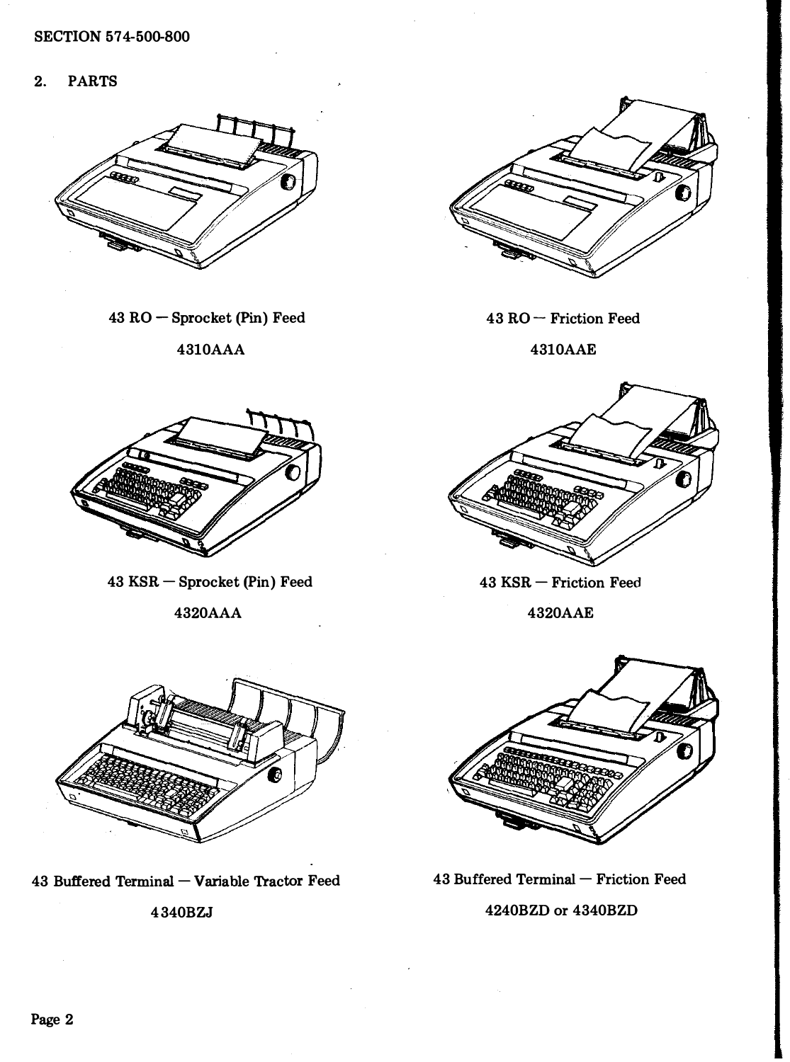SECTION 574-500-800

## 2. PARTS

43 RO — Sprocket (Pin) Feed

4310AAA

43 RO — Friction Feed

4310AAE

43 KSR — Sprocket (Pin) Feed

4320AAA

43 KSR — Friction Feed

4320AAE

43 Buffered Terminal — Variable Tractor Feed

4340BZJ

43 Buffered Terminal — Friction Feed

4240BZD or 4340BZD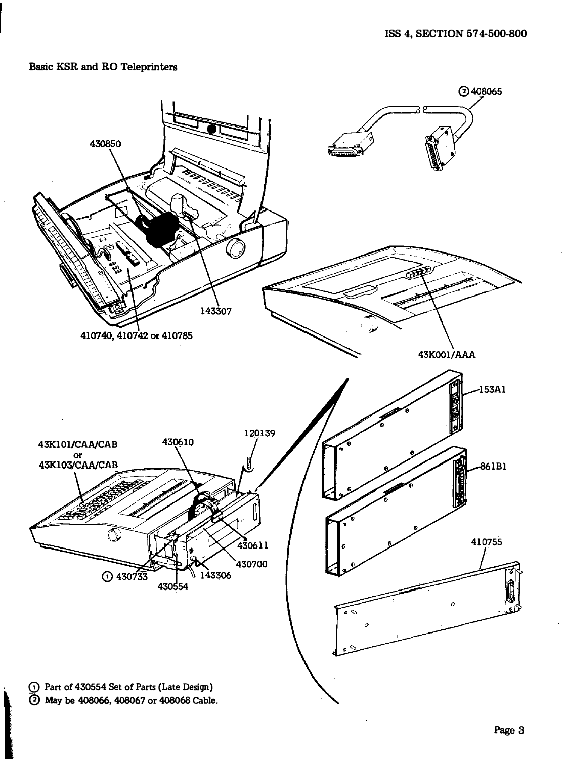## Basic KSR and RO Teleprinters

② 408065

430850

143307

410740, 410742 or 410785

43K001/AAA

153A1

861B1

410755

43K101/CAA/CAB
or
43K103/CAA/CAB

430610

120139

430611

430700

① 430733

143306

430554

① Part of 430554 Set of Parts (Late Design)
② May be 408066, 408067 or 408068 Cable.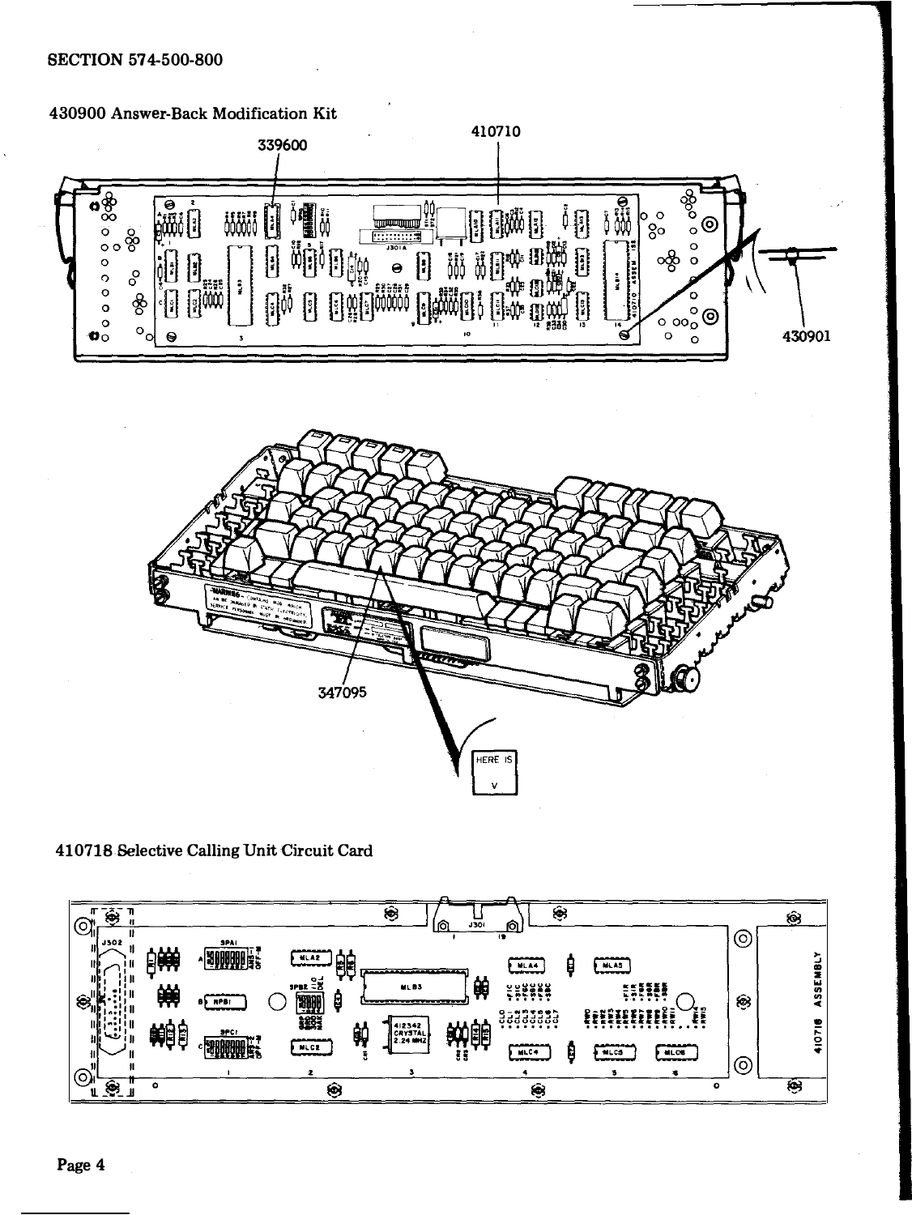SECTION 574-500-800

430900 Answer-Back Modification Kit

339600

410710

430901

347095

HERE IS

V

410718 Selective Calling Unit Circuit Card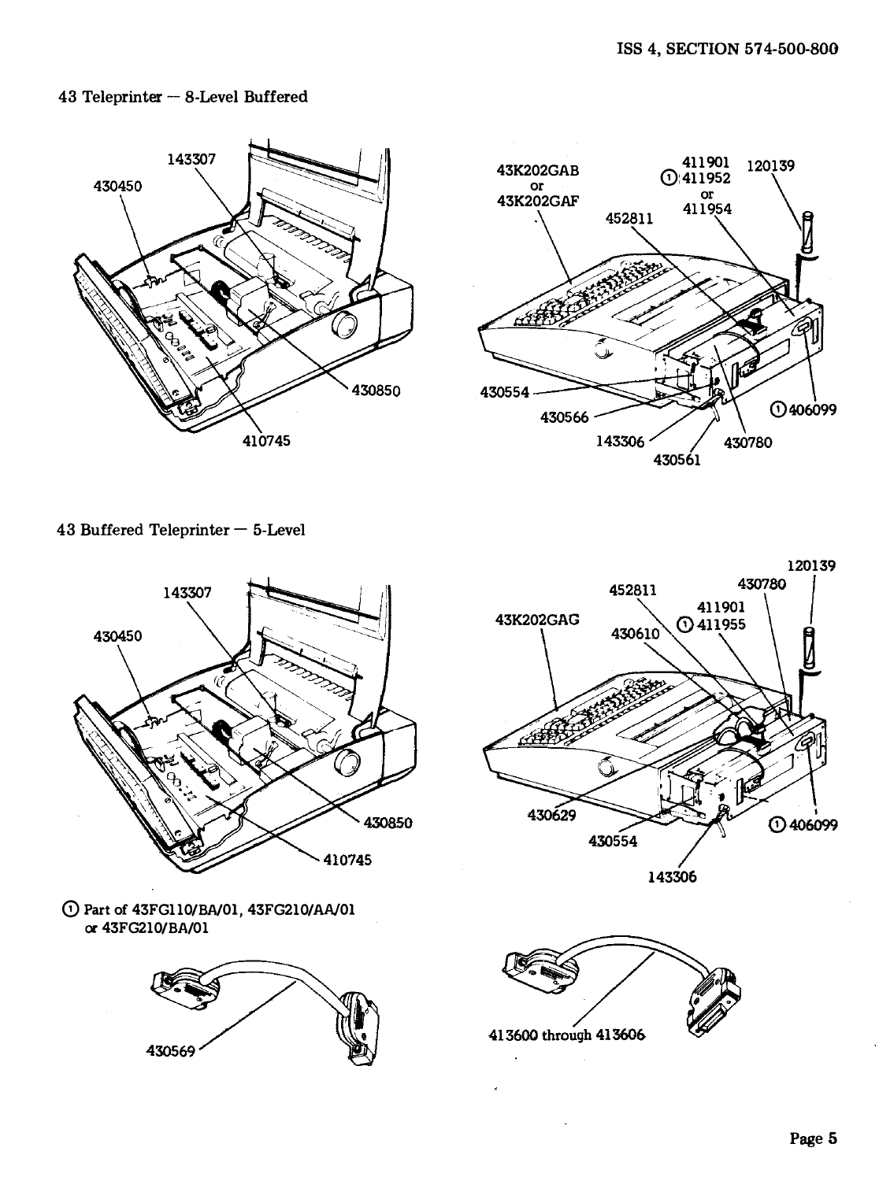43 Teleprinter — 8-Level Buffered

143307

430450

430850

410745

43K202GAB
or
43K202GAF

411901
① 411952
or
411954

120139

452811

430554

430566

143306

430561

430780

① 406099

43 Buffered Teleprinter — 5-Level

143307

430450

430850

410745

43K202GAG

452811

430610

430780

411901
① 411955

120139

430629

430554

143306

① 406099

① Part of 43FG110/BA/01, 43FG210/AA/01 or 43FG210/BA/01

430569

413600 through 413606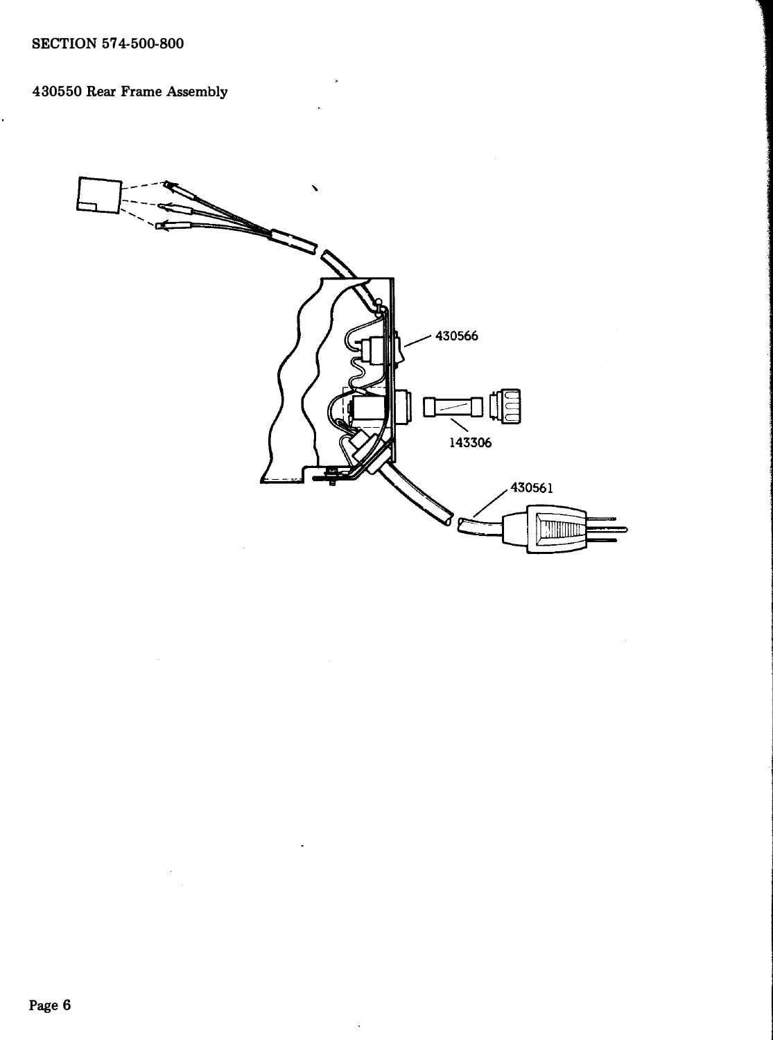SECTION 574-500-800

430550 Rear Frame Assembly

430566

143306

430561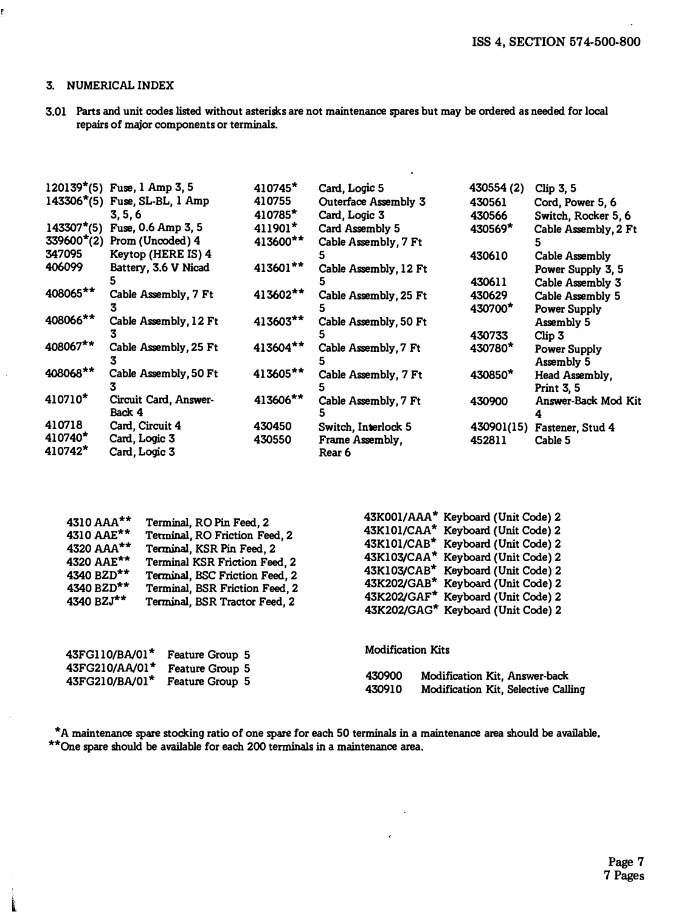## 3. NUMERICAL INDEX

3.01 Parts and unit codes listed without asterisks are not maintenance spares but may be ordered as needed for local repairs of major components or terminals.

| | |
|---|---|
| 120139*(5) | Fuse, 1 Amp 3, 5 |
| 143306*(5) | Fuse, SL-BL, 1 Amp 3, 5, 6 |
| 143307*(5) | Fuse, 0.6 Amp 3, 5 |
| 339600*(2) | Prom (Uncoded) 4 |
| 347095 | Keytop (HERE IS) 4 |
| 406099 | Battery, 3.6 V Nicad 5 |
| 408065** | Cable Assembly, 7 Ft 3 |
| 408066** | Cable Assembly, 12 Ft 3 |
| 408067** | Cable Assembly, 25 Ft 3 |
| 408068** | Cable Assembly, 50 Ft 3 |
| 410710* | Circuit Card, Answer-Back 4 |
| 410718 | Card, Circuit 4 |
| 410740* | Card, Logic 3 |
| 410742* | Card, Logic 3 |
| 410745* | Card, Logic 5 |
| 410755 | Outerface Assembly 3 |
| 410785* | Card, Logic 3 |
| 411901* | Card Assembly 5 |
| 413600** | Cable Assembly, 7 Ft 5 |
| 413601** | Cable Assembly, 12 Ft 5 |
| 413602** | Cable Assembly, 25 Ft 5 |
| 413603** | Cable Assembly, 50 Ft 5 |
| 413604** | Cable Assembly, 7 Ft 5 |
| 413605** | Cable Assembly, 7 Ft 5 |
| 413606** | Cable Assembly, 7 Ft 5 |
| 430450 | Switch, Interlock 5 |
| 430550 | Frame Assembly, Rear 6 |
| 430554 (2) | Clip 3, 5 |
| 430561 | Cord, Power 5, 6 |
| 430566 | Switch, Rocker 5, 6 |
| 430569* | Cable Assembly, 2 Ft 5 |
| 430610 | Cable Assembly Power Supply 3, 5 |
| 430611 | Cable Assembly 3 |
| 430629 | Cable Assembly 5 |
| 430700* | Power Supply Assembly 5 |
| 430733 | Clip 3 |
| 430780* | Power Supply Assembly 5 |
| 430850* | Head Assembly, Print 3, 5 |
| 430900 | Answer-Back Mod Kit 4 |
| 430901(15) | Fastener, Stud 4 |
| 452811 | Cable 5 |

| | |
|---|---|
| 4310 AAA** | Terminal, RO Pin Feed, 2 |
| 4310 AAE** | Terminal, RO Friction Feed, 2 |
| 4320 AAA** | Terminal, KSR Pin Feed, 2 |
| 4320 AAE** | Terminal KSR Friction Feed, 2 |
| 4340 BZD** | Terminal, BSC Friction Feed, 2 |
| 4340 BZD** | Terminal, BSR Friction Feed, 2 |
| 4340 BZJ** | Terminal, BSR Tractor Feed, 2 |

| | |
|---|---|
| 43K001/AAA* | Keyboard (Unit Code) 2 |
| 43K101/CAA* | Keyboard (Unit Code) 2 |
| 43K101/CAB* | Keyboard (Unit Code) 2 |
| 43K103/CAA* | Keyboard (Unit Code) 2 |
| 43K103/CAB* | Keyboard (Unit Code) 2 |
| 43K202/GAB* | Keyboard (Unit Code) 2 |
| 43K202/GAF* | Keyboard (Unit Code) 2 |
| 43K202/GAG* | Keyboard (Unit Code) 2 |

| | |
|---|---|
| 43FG110/BA/01* | Feature Group 5 |
| 43FG210/AA/01* | Feature Group 5 |
| 43FG210/BA/01* | Feature Group 5 |

Modification Kits

| | |
|---|---|
| 430900 | Modification Kit, Answer-back |
| 430910 | Modification Kit, Selective Calling |

*A maintenance spare stocking ratio of one spare for each 50 terminals in a maintenance area should be available.
**One spare should be available for each 200 terminals in a maintenance area.